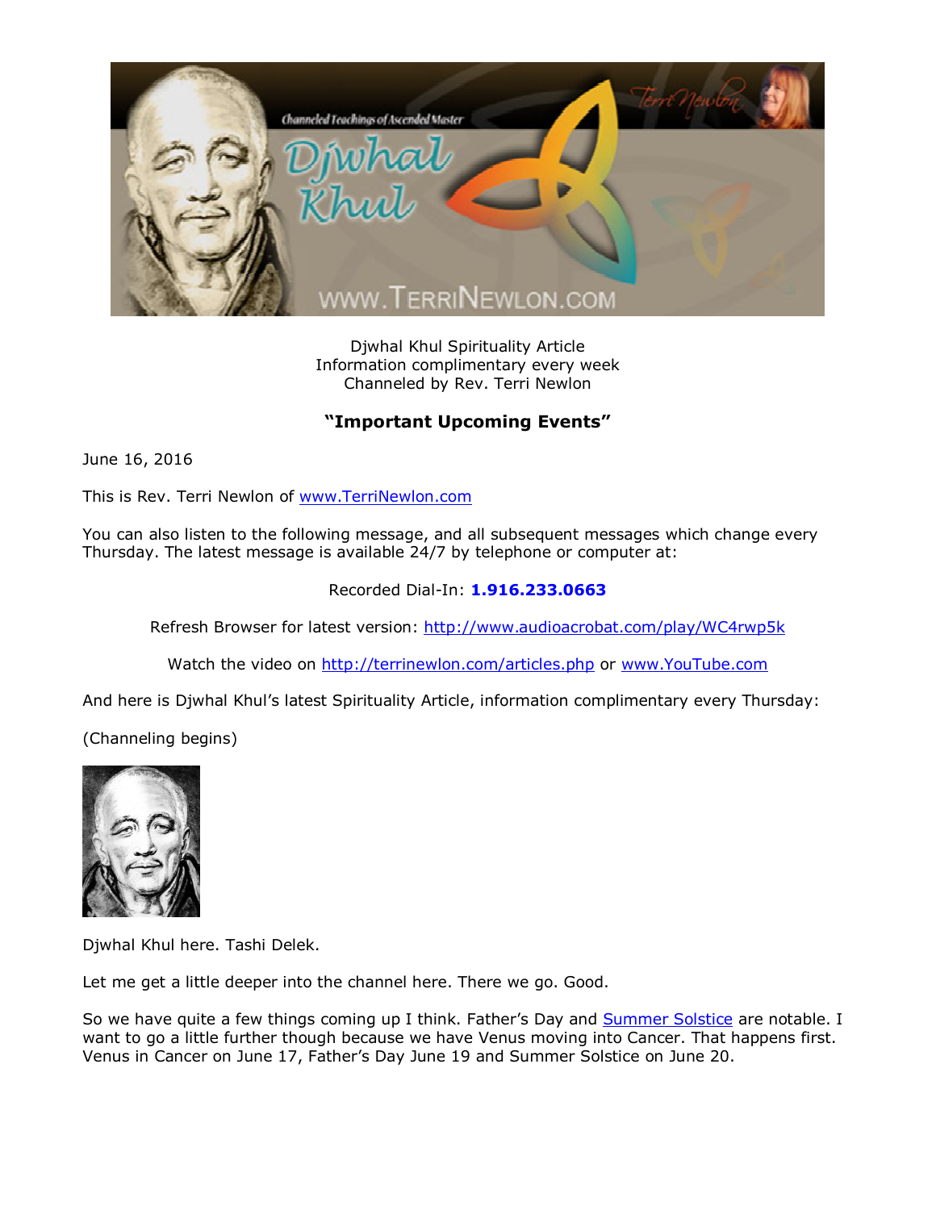Djwhal Khul Spirituality Article
Information complimentary every week
Channeled by Rev. Terri Newlon

## "Important Upcoming Events"

June 16, 2016

This is Rev. Terri Newlon of [www.TerriNewlon.com](http://www.TerriNewlon.com)

You can also listen to the following message, and all subsequent messages which change every Thursday. The latest message is available 24/7 by telephone or computer at:

Recorded Dial-In: **1.916.233.0663**

Refresh Browser for latest version: [http://www.audioacrobat.com/play/WC4rwp5k](http://www.audioacrobat.com/play/WC4rwp5k)

Watch the video on [http://terrinewlon.com/articles.php](http://terrinewlon.com/articles.php) or [www.YouTube.com](http://www.YouTube.com)

And here is Djwhal Khul's latest Spirituality Article, information complimentary every Thursday:

(Channeling begins)

Djwhal Khul here. Tashi Delek.

Let me get a little deeper into the channel here. There we go. Good.

So we have quite a few things coming up I think. Father's Day and Summer Solstice are notable. I want to go a little further though because we have Venus moving into Cancer. That happens first. Venus in Cancer on June 17, Father's Day June 19 and Summer Solstice on June 20.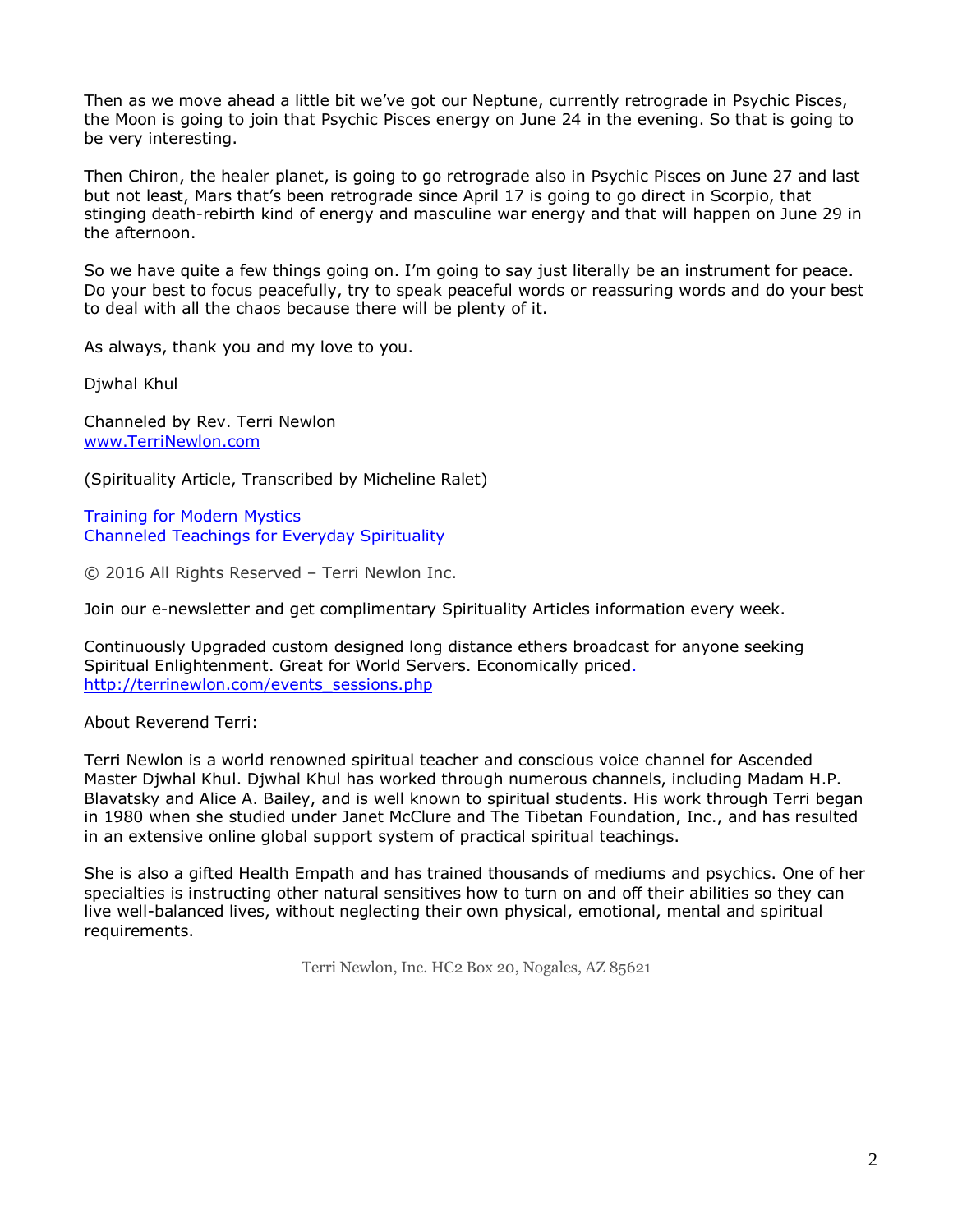Then as we move ahead a little bit we've got our Neptune, currently retrograde in Psychic Pisces, the Moon is going to join that Psychic Pisces energy on June 24 in the evening. So that is going to be very interesting.

Then Chiron, the healer planet, is going to go retrograde also in Psychic Pisces on June 27 and last but not least, Mars that's been retrograde since April 17 is going to go direct in Scorpio, that stinging death-rebirth kind of energy and masculine war energy and that will happen on June 29 in the afternoon.

So we have quite a few things going on. I'm going to say just literally be an instrument for peace. Do your best to focus peacefully, try to speak peaceful words or reassuring words and do your best to deal with all the chaos because there will be plenty of it.

As always, thank you and my love to you.

Djwhal Khul

Channeled by Rev. Terri Newlon
[www.TerriNewlon.com](www.TerriNewlon.com)

(Spirituality Article, Transcribed by Micheline Ralet)

Training for Modern Mystics
Channeled Teachings for Everyday Spirituality

© 2016 All Rights Reserved – Terri Newlon Inc.

Join our e-newsletter and get complimentary Spirituality Articles information every week.

Continuously Upgraded custom designed long distance ethers broadcast for anyone seeking Spiritual Enlightenment. Great for World Servers. Economically priced.
[http://terrinewlon.com/events_sessions.php](http://terrinewlon.com/events_sessions.php)

About Reverend Terri:

Terri Newlon is a world renowned spiritual teacher and conscious voice channel for Ascended Master Djwhal Khul. Djwhal Khul has worked through numerous channels, including Madam H.P. Blavatsky and Alice A. Bailey, and is well known to spiritual students. His work through Terri began in 1980 when she studied under Janet McClure and The Tibetan Foundation, Inc., and has resulted in an extensive online global support system of practical spiritual teachings.

She is also a gifted Health Empath and has trained thousands of mediums and psychics. One of her specialties is instructing other natural sensitives how to turn on and off their abilities so they can live well-balanced lives, without neglecting their own physical, emotional, mental and spiritual requirements.

Terri Newlon, Inc. HC2 Box 20, Nogales, AZ 85621